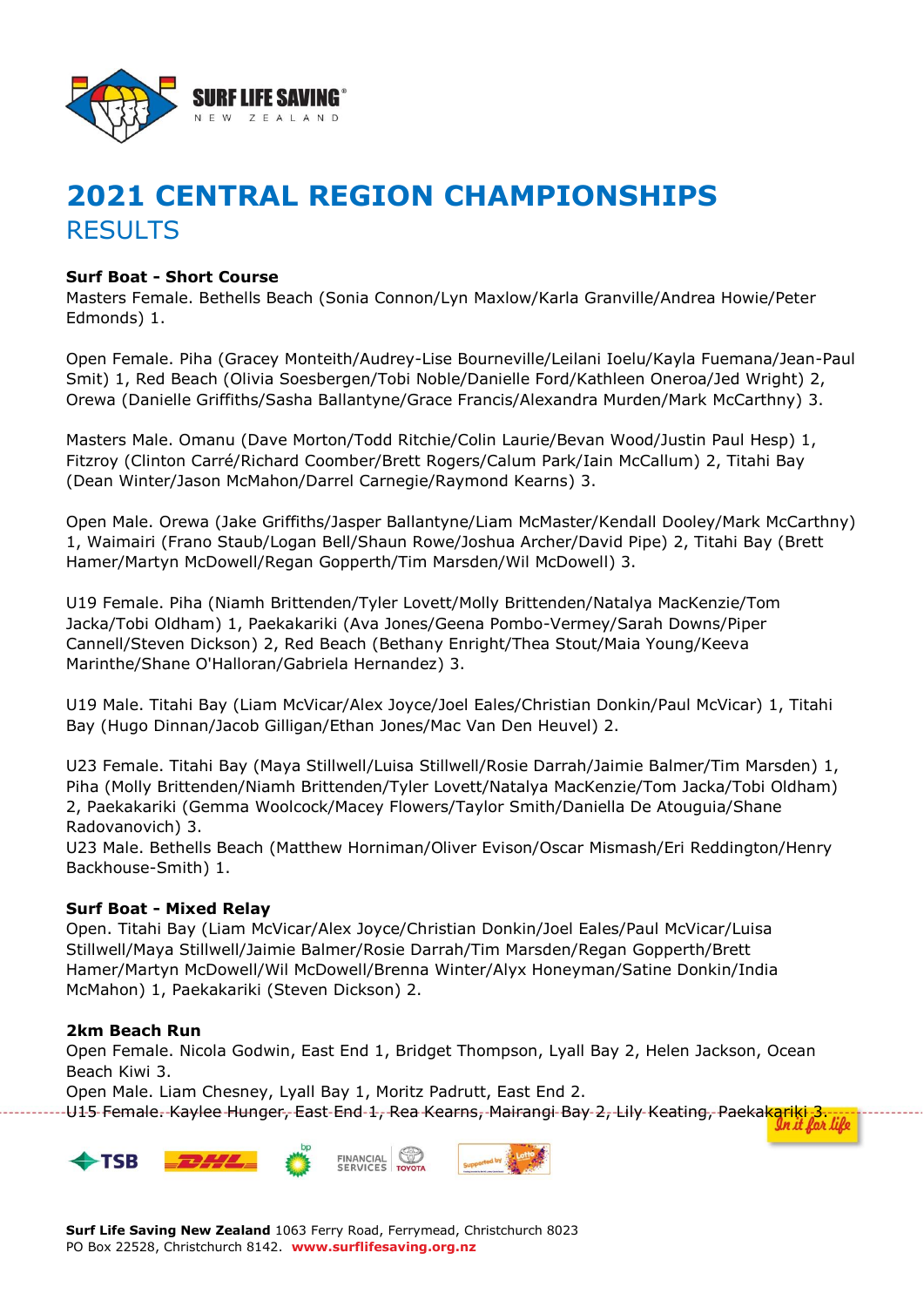# 2021 CENTRAL REGION CHAMPIONSHIPS

## RESULTS

**Surf Boat - Short Course**

Masters Female. Bethells Beach (Sonia Connon/Lyn Maxlow/Karla Granville/Andrea Howie/Peter Edmonds) 1.

Open Female. Piha (Gracey Monteith/Audrey-Lise Bourneville/Leilani Ioelu/Kayla Fuemana/Jean-Paul Smit) 1, Red Beach (Olivia Soesbergen/Tobi Noble/Danielle Ford/Kathleen Oneroa/Jed Wright) 2, Orewa (Danielle Griffiths/Sasha Ballantyne/Grace Francis/Alexandra Murden/Mark McCarthny) 3.

Masters Male. Omanu (Dave Morton/Todd Ritchie/Colin Laurie/Bevan Wood/Justin Paul Hesp) 1, Fitzroy (Clinton Carré/Richard Coomber/Brett Rogers/Calum Park/Iain McCallum) 2, Titahi Bay (Dean Winter/Jason McMahon/Darrel Carnegie/Raymond Kearns) 3.

Open Male. Orewa (Jake Griffiths/Jasper Ballantyne/Liam McMaster/Kendall Dooley/Mark McCarthny) 1, Waimairi (Frano Staub/Logan Bell/Shaun Rowe/Joshua Archer/David Pipe) 2, Titahi Bay (Brett Hamer/Martyn McDowell/Regan Gopperth/Tim Marsden/Wil McDowell) 3.

U19 Female. Piha (Niamh Brittenden/Tyler Lovett/Molly Brittenden/Natalya MacKenzie/Tom Jacka/Tobi Oldham) 1, Paekakariki (Ava Jones/Geena Pombo-Vermey/Sarah Downs/Piper Cannell/Steven Dickson) 2, Red Beach (Bethany Enright/Thea Stout/Maia Young/Keeva Marinthe/Shane O'Halloran/Gabriela Hernandez) 3.

U19 Male. Titahi Bay (Liam McVicar/Alex Joyce/Joel Eales/Christian Donkin/Paul McVicar) 1, Titahi Bay (Hugo Dinnan/Jacob Gilligan/Ethan Jones/Mac Van Den Heuvel) 2.

U23 Female. Titahi Bay (Maya Stillwell/Luisa Stillwell/Rosie Darrah/Jaimie Balmer/Tim Marsden) 1, Piha (Molly Brittenden/Niamh Brittenden/Tyler Lovett/Natalya MacKenzie/Tom Jacka/Tobi Oldham) 2, Paekakariki (Gemma Woolcock/Macey Flowers/Taylor Smith/Daniella De Atouguia/Shane Radovanovich) 3.

U23 Male. Bethells Beach (Matthew Horniman/Oliver Evison/Oscar Mismash/Eri Reddington/Henry Backhouse-Smith) 1.

**Surf Boat - Mixed Relay**

Open. Titahi Bay (Liam McVicar/Alex Joyce/Christian Donkin/Joel Eales/Paul McVicar/Luisa Stillwell/Maya Stillwell/Jaimie Balmer/Rosie Darrah/Tim Marsden/Regan Gopperth/Brett Hamer/Martyn McDowell/Wil McDowell/Brenna Winter/Alyx Honeyman/Satine Donkin/India McMahon) 1, Paekakariki (Steven Dickson) 2.

**2km Beach Run**

Open Female. Nicola Godwin, East End 1, Bridget Thompson, Lyall Bay 2, Helen Jackson, Ocean Beach Kiwi 3.

Open Male. Liam Chesney, Lyall Bay 1, Moritz Padrutt, East End 2.

U15 Female. Kaylee Hunger, East End 1, Rea Kearns, Mairangi Bay 2, Lily Keating, Paekakariki 3.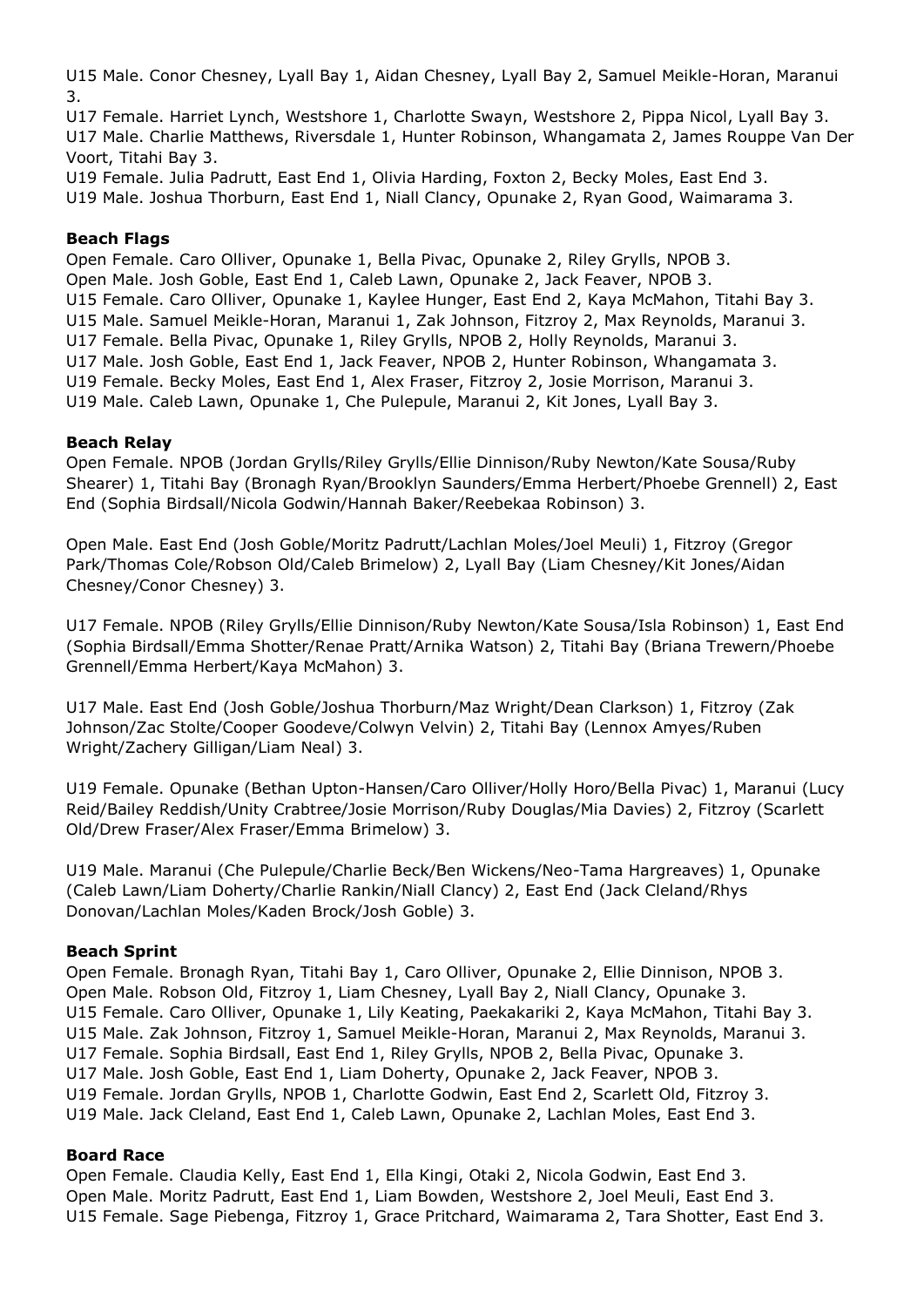U15 Male. Conor Chesney, Lyall Bay 1, Aidan Chesney, Lyall Bay 2, Samuel Meikle-Horan, Maranui 3.
U17 Female. Harriet Lynch, Westshore 1, Charlotte Swayn, Westshore 2, Pippa Nicol, Lyall Bay 3.
U17 Male. Charlie Matthews, Riversdale 1, Hunter Robinson, Whangamata 2, James Rouppe Van Der Voort, Titahi Bay 3.
U19 Female. Julia Padrutt, East End 1, Olivia Harding, Foxton 2, Becky Moles, East End 3.
U19 Male. Joshua Thorburn, East End 1, Niall Clancy, Opunake 2, Ryan Good, Waimarama 3.

**Beach Flags**
Open Female. Caro Olliver, Opunake 1, Bella Pivac, Opunake 2, Riley Grylls, NPOB 3.
Open Male. Josh Goble, East End 1, Caleb Lawn, Opunake 2, Jack Feaver, NPOB 3.
U15 Female. Caro Olliver, Opunake 1, Kaylee Hunger, East End 2, Kaya McMahon, Titahi Bay 3.
U15 Male. Samuel Meikle-Horan, Maranui 1, Zak Johnson, Fitzroy 2, Max Reynolds, Maranui 3.
U17 Female. Bella Pivac, Opunake 1, Riley Grylls, NPOB 2, Holly Reynolds, Maranui 3.
U17 Male. Josh Goble, East End 1, Jack Feaver, NPOB 2, Hunter Robinson, Whangamata 3.
U19 Female. Becky Moles, East End 1, Alex Fraser, Fitzroy 2, Josie Morrison, Maranui 3.
U19 Male. Caleb Lawn, Opunake 1, Che Pulepule, Maranui 2, Kit Jones, Lyall Bay 3.

**Beach Relay**
Open Female. NPOB (Jordan Grylls/Riley Grylls/Ellie Dinnison/Ruby Newton/Kate Sousa/Ruby Shearer) 1, Titahi Bay (Bronagh Ryan/Brooklyn Saunders/Emma Herbert/Phoebe Grennell) 2, East End (Sophia Birdsall/Nicola Godwin/Hannah Baker/Reebekaa Robinson) 3.

Open Male. East End (Josh Goble/Moritz Padrutt/Lachlan Moles/Joel Meuli) 1, Fitzroy (Gregor Park/Thomas Cole/Robson Old/Caleb Brimelow) 2, Lyall Bay (Liam Chesney/Kit Jones/Aidan Chesney/Conor Chesney) 3.

U17 Female. NPOB (Riley Grylls/Ellie Dinnison/Ruby Newton/Kate Sousa/Isla Robinson) 1, East End (Sophia Birdsall/Emma Shotter/Renae Pratt/Arnika Watson) 2, Titahi Bay (Briana Trewern/Phoebe Grennell/Emma Herbert/Kaya McMahon) 3.

U17 Male. East End (Josh Goble/Joshua Thorburn/Maz Wright/Dean Clarkson) 1, Fitzroy (Zak Johnson/Zac Stolte/Cooper Goodeve/Colwyn Velvin) 2, Titahi Bay (Lennox Amyes/Ruben Wright/Zachery Gilligan/Liam Neal) 3.

U19 Female. Opunake (Bethan Upton-Hansen/Caro Olliver/Holly Horo/Bella Pivac) 1, Maranui (Lucy Reid/Bailey Reddish/Unity Crabtree/Josie Morrison/Ruby Douglas/Mia Davies) 2, Fitzroy (Scarlett Old/Drew Fraser/Alex Fraser/Emma Brimelow) 3.

U19 Male. Maranui (Che Pulepule/Charlie Beck/Ben Wickens/Neo-Tama Hargreaves) 1, Opunake (Caleb Lawn/Liam Doherty/Charlie Rankin/Niall Clancy) 2, East End (Jack Cleland/Rhys Donovan/Lachlan Moles/Kaden Brock/Josh Goble) 3.

**Beach Sprint**
Open Female. Bronagh Ryan, Titahi Bay 1, Caro Olliver, Opunake 2, Ellie Dinnison, NPOB 3.
Open Male. Robson Old, Fitzroy 1, Liam Chesney, Lyall Bay 2, Niall Clancy, Opunake 3.
U15 Female. Caro Olliver, Opunake 1, Lily Keating, Paekakariki 2, Kaya McMahon, Titahi Bay 3.
U15 Male. Zak Johnson, Fitzroy 1, Samuel Meikle-Horan, Maranui 2, Max Reynolds, Maranui 3.
U17 Female. Sophia Birdsall, East End 1, Riley Grylls, NPOB 2, Bella Pivac, Opunake 3.
U17 Male. Josh Goble, East End 1, Liam Doherty, Opunake 2, Jack Feaver, NPOB 3.
U19 Female. Jordan Grylls, NPOB 1, Charlotte Godwin, East End 2, Scarlett Old, Fitzroy 3.
U19 Male. Jack Cleland, East End 1, Caleb Lawn, Opunake 2, Lachlan Moles, East End 3.

**Board Race**
Open Female. Claudia Kelly, East End 1, Ella Kingi, Otaki 2, Nicola Godwin, East End 3.
Open Male. Moritz Padrutt, East End 1, Liam Bowden, Westshore 2, Joel Meuli, East End 3.
U15 Female. Sage Piebenga, Fitzroy 1, Grace Pritchard, Waimarama 2, Tara Shotter, East End 3.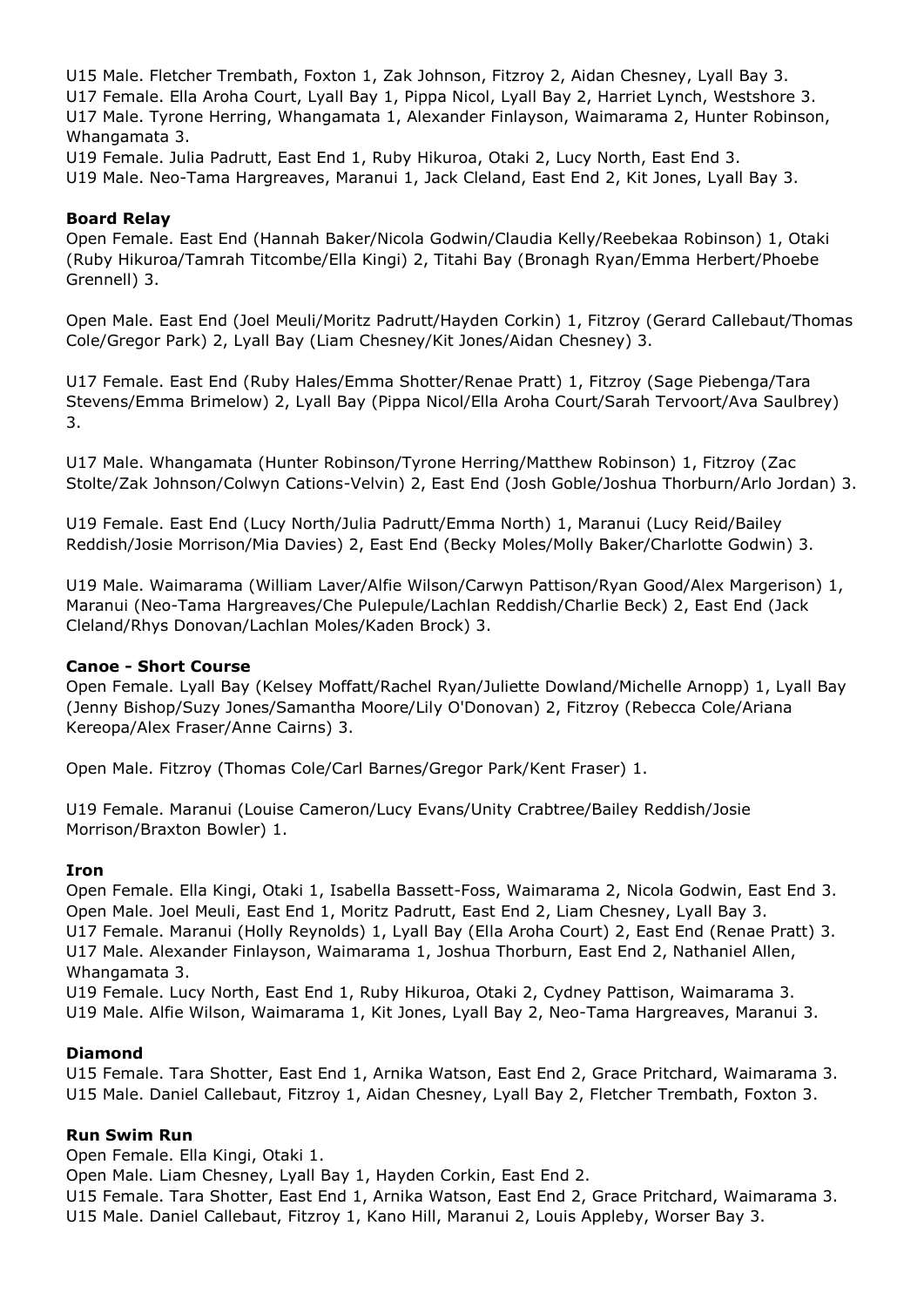U15 Male. Fletcher Trembath, Foxton 1, Zak Johnson, Fitzroy 2, Aidan Chesney, Lyall Bay 3.
U17 Female. Ella Aroha Court, Lyall Bay 1, Pippa Nicol, Lyall Bay 2, Harriet Lynch, Westshore 3.
U17 Male. Tyrone Herring, Whangamata 1, Alexander Finlayson, Waimarama 2, Hunter Robinson, Whangamata 3.
U19 Female. Julia Padrutt, East End 1, Ruby Hikuroa, Otaki 2, Lucy North, East End 3.
U19 Male. Neo-Tama Hargreaves, Maranui 1, Jack Cleland, East End 2, Kit Jones, Lyall Bay 3.

**Board Relay**

Open Female. East End (Hannah Baker/Nicola Godwin/Claudia Kelly/Reebekaa Robinson) 1, Otaki (Ruby Hikuroa/Tamrah Titcombe/Ella Kingi) 2, Titahi Bay (Bronagh Ryan/Emma Herbert/Phoebe Grennell) 3.

Open Male. East End (Joel Meuli/Moritz Padrutt/Hayden Corkin) 1, Fitzroy (Gerard Callebaut/Thomas Cole/Gregor Park) 2, Lyall Bay (Liam Chesney/Kit Jones/Aidan Chesney) 3.

U17 Female. East End (Ruby Hales/Emma Shotter/Renae Pratt) 1, Fitzroy (Sage Piebenga/Tara Stevens/Emma Brimelow) 2, Lyall Bay (Pippa Nicol/Ella Aroha Court/Sarah Tervoort/Ava Saulbrey) 3.

U17 Male. Whangamata (Hunter Robinson/Tyrone Herring/Matthew Robinson) 1, Fitzroy (Zac Stolte/Zak Johnson/Colwyn Cations-Velvin) 2, East End (Josh Goble/Joshua Thorburn/Arlo Jordan) 3.

U19 Female. East End (Lucy North/Julia Padrutt/Emma North) 1, Maranui (Lucy Reid/Bailey Reddish/Josie Morrison/Mia Davies) 2, East End (Becky Moles/Molly Baker/Charlotte Godwin) 3.

U19 Male. Waimarama (William Laver/Alfie Wilson/Carwyn Pattison/Ryan Good/Alex Margerison) 1, Maranui (Neo-Tama Hargreaves/Che Pulepule/Lachlan Reddish/Charlie Beck) 2, East End (Jack Cleland/Rhys Donovan/Lachlan Moles/Kaden Brock) 3.

**Canoe - Short Course**

Open Female. Lyall Bay (Kelsey Moffatt/Rachel Ryan/Juliette Dowland/Michelle Arnopp) 1, Lyall Bay (Jenny Bishop/Suzy Jones/Samantha Moore/Lily O'Donovan) 2, Fitzroy (Rebecca Cole/Ariana Kereopa/Alex Fraser/Anne Cairns) 3.

Open Male. Fitzroy (Thomas Cole/Carl Barnes/Gregor Park/Kent Fraser) 1.

U19 Female. Maranui (Louise Cameron/Lucy Evans/Unity Crabtree/Bailey Reddish/Josie Morrison/Braxton Bowler) 1.

**Iron**

Open Female. Ella Kingi, Otaki 1, Isabella Bassett-Foss, Waimarama 2, Nicola Godwin, East End 3.
Open Male. Joel Meuli, East End 1, Moritz Padrutt, East End 2, Liam Chesney, Lyall Bay 3.
U17 Female. Maranui (Holly Reynolds) 1, Lyall Bay (Ella Aroha Court) 2, East End (Renae Pratt) 3.
U17 Male. Alexander Finlayson, Waimarama 1, Joshua Thorburn, East End 2, Nathaniel Allen, Whangamata 3.
U19 Female. Lucy North, East End 1, Ruby Hikuroa, Otaki 2, Cydney Pattison, Waimarama 3.
U19 Male. Alfie Wilson, Waimarama 1, Kit Jones, Lyall Bay 2, Neo-Tama Hargreaves, Maranui 3.

**Diamond**

U15 Female. Tara Shotter, East End 1, Arnika Watson, East End 2, Grace Pritchard, Waimarama 3.
U15 Male. Daniel Callebaut, Fitzroy 1, Aidan Chesney, Lyall Bay 2, Fletcher Trembath, Foxton 3.

**Run Swim Run**

Open Female. Ella Kingi, Otaki 1.
Open Male. Liam Chesney, Lyall Bay 1, Hayden Corkin, East End 2.
U15 Female. Tara Shotter, East End 1, Arnika Watson, East End 2, Grace Pritchard, Waimarama 3.
U15 Male. Daniel Callebaut, Fitzroy 1, Kano Hill, Maranui 2, Louis Appleby, Worser Bay 3.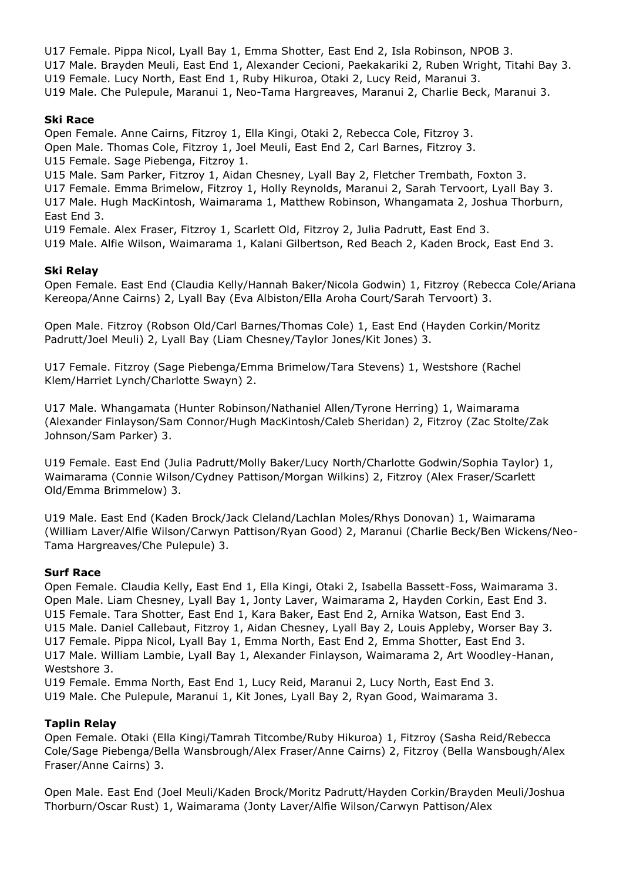U17 Female. Pippa Nicol, Lyall Bay 1, Emma Shotter, East End 2, Isla Robinson, NPOB 3.
U17 Male. Brayden Meuli, East End 1, Alexander Cecioni, Paekakariki 2, Ruben Wright, Titahi Bay 3.
U19 Female. Lucy North, East End 1, Ruby Hikuroa, Otaki 2, Lucy Reid, Maranui 3.
U19 Male. Che Pulepule, Maranui 1, Neo-Tama Hargreaves, Maranui 2, Charlie Beck, Maranui 3.

**Ski Race**

Open Female. Anne Cairns, Fitzroy 1, Ella Kingi, Otaki 2, Rebecca Cole, Fitzroy 3.
Open Male. Thomas Cole, Fitzroy 1, Joel Meuli, East End 2, Carl Barnes, Fitzroy 3.
U15 Female. Sage Piebenga, Fitzroy 1.
U15 Male. Sam Parker, Fitzroy 1, Aidan Chesney, Lyall Bay 2, Fletcher Trembath, Foxton 3.
U17 Female. Emma Brimelow, Fitzroy 1, Holly Reynolds, Maranui 2, Sarah Tervoort, Lyall Bay 3.
U17 Male. Hugh MacKintosh, Waimarama 1, Matthew Robinson, Whangamata 2, Joshua Thorburn, East End 3.
U19 Female. Alex Fraser, Fitzroy 1, Scarlett Old, Fitzroy 2, Julia Padrutt, East End 3.
U19 Male. Alfie Wilson, Waimarama 1, Kalani Gilbertson, Red Beach 2, Kaden Brock, East End 3.

**Ski Relay**

Open Female. East End (Claudia Kelly/Hannah Baker/Nicola Godwin) 1, Fitzroy (Rebecca Cole/Ariana Kereopa/Anne Cairns) 2, Lyall Bay (Eva Albiston/Ella Aroha Court/Sarah Tervoort) 3.

Open Male. Fitzroy (Robson Old/Carl Barnes/Thomas Cole) 1, East End (Hayden Corkin/Moritz Padrutt/Joel Meuli) 2, Lyall Bay (Liam Chesney/Taylor Jones/Kit Jones) 3.

U17 Female. Fitzroy (Sage Piebenga/Emma Brimelow/Tara Stevens) 1, Westshore (Rachel Klem/Harriet Lynch/Charlotte Swayn) 2.

U17 Male. Whangamata (Hunter Robinson/Nathaniel Allen/Tyrone Herring) 1, Waimarama (Alexander Finlayson/Sam Connor/Hugh MacKintosh/Caleb Sheridan) 2, Fitzroy (Zac Stolte/Zak Johnson/Sam Parker) 3.

U19 Female. East End (Julia Padrutt/Molly Baker/Lucy North/Charlotte Godwin/Sophia Taylor) 1, Waimarama (Connie Wilson/Cydney Pattison/Morgan Wilkins) 2, Fitzroy (Alex Fraser/Scarlett Old/Emma Brimmelow) 3.

U19 Male. East End (Kaden Brock/Jack Cleland/Lachlan Moles/Rhys Donovan) 1, Waimarama (William Laver/Alfie Wilson/Carwyn Pattison/Ryan Good) 2, Maranui (Charlie Beck/Ben Wickens/Neo-Tama Hargreaves/Che Pulepule) 3.

**Surf Race**

Open Female. Claudia Kelly, East End 1, Ella Kingi, Otaki 2, Isabella Bassett-Foss, Waimarama 3.
Open Male. Liam Chesney, Lyall Bay 1, Jonty Laver, Waimarama 2, Hayden Corkin, East End 3.
U15 Female. Tara Shotter, East End 1, Kara Baker, East End 2, Arnika Watson, East End 3.
U15 Male. Daniel Callebaut, Fitzroy 1, Aidan Chesney, Lyall Bay 2, Louis Appleby, Worser Bay 3.
U17 Female. Pippa Nicol, Lyall Bay 1, Emma North, East End 2, Emma Shotter, East End 3.
U17 Male. William Lambie, Lyall Bay 1, Alexander Finlayson, Waimarama 2, Art Woodley-Hanan, Westshore 3.
U19 Female. Emma North, East End 1, Lucy Reid, Maranui 2, Lucy North, East End 3.
U19 Male. Che Pulepule, Maranui 1, Kit Jones, Lyall Bay 2, Ryan Good, Waimarama 3.

**Taplin Relay**

Open Female. Otaki (Ella Kingi/Tamrah Titcombe/Ruby Hikuroa) 1, Fitzroy (Sasha Reid/Rebecca Cole/Sage Piebenga/Bella Wansbrough/Alex Fraser/Anne Cairns) 2, Fitzroy (Bella Wansbough/Alex Fraser/Anne Cairns) 3.

Open Male. East End (Joel Meuli/Kaden Brock/Moritz Padrutt/Hayden Corkin/Brayden Meuli/Joshua Thorburn/Oscar Rust) 1, Waimarama (Jonty Laver/Alfie Wilson/Carwyn Pattison/Alex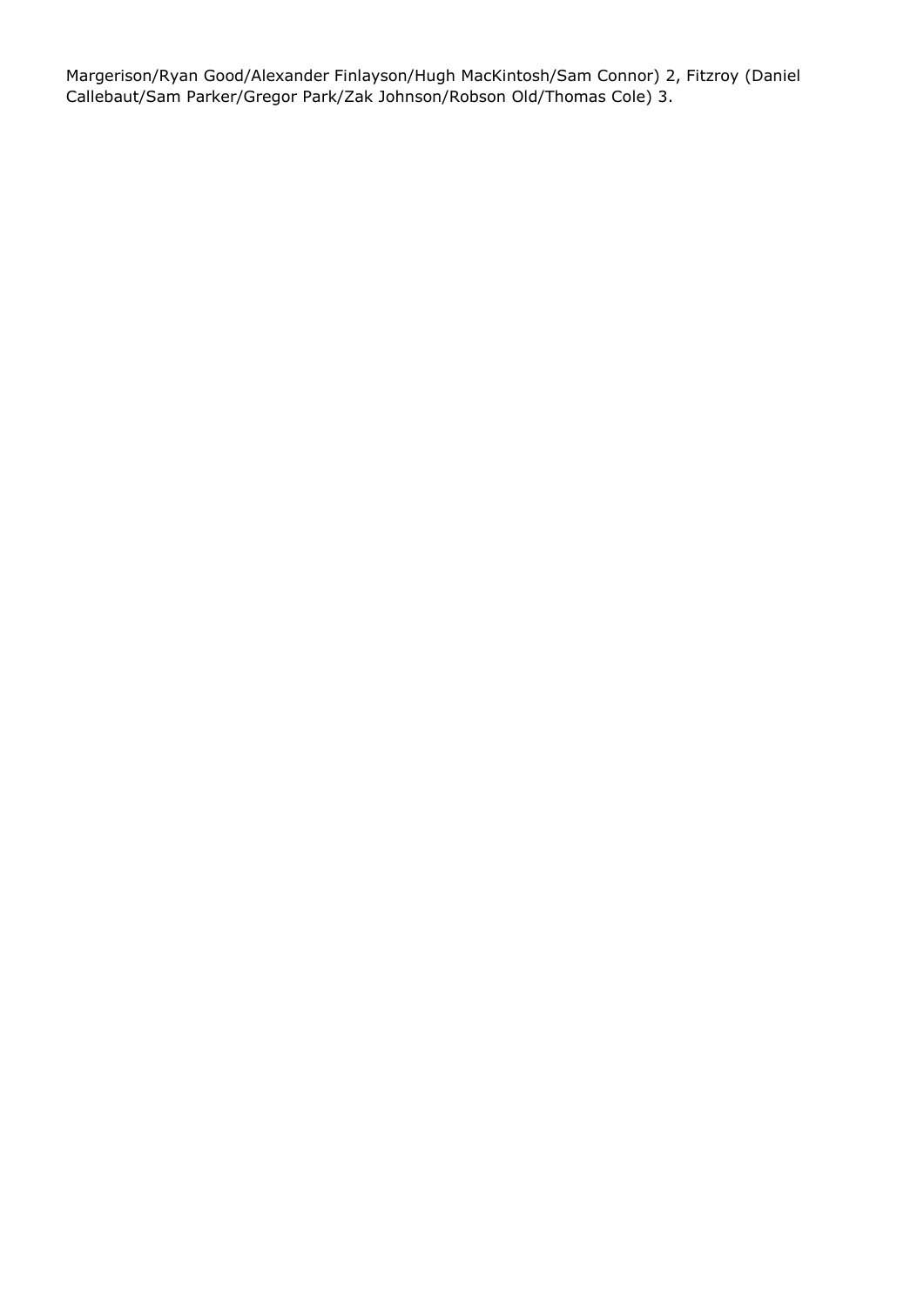Margerison/Ryan Good/Alexander Finlayson/Hugh MacKintosh/Sam Connor) 2, Fitzroy (Daniel Callebaut/Sam Parker/Gregor Park/Zak Johnson/Robson Old/Thomas Cole) 3.